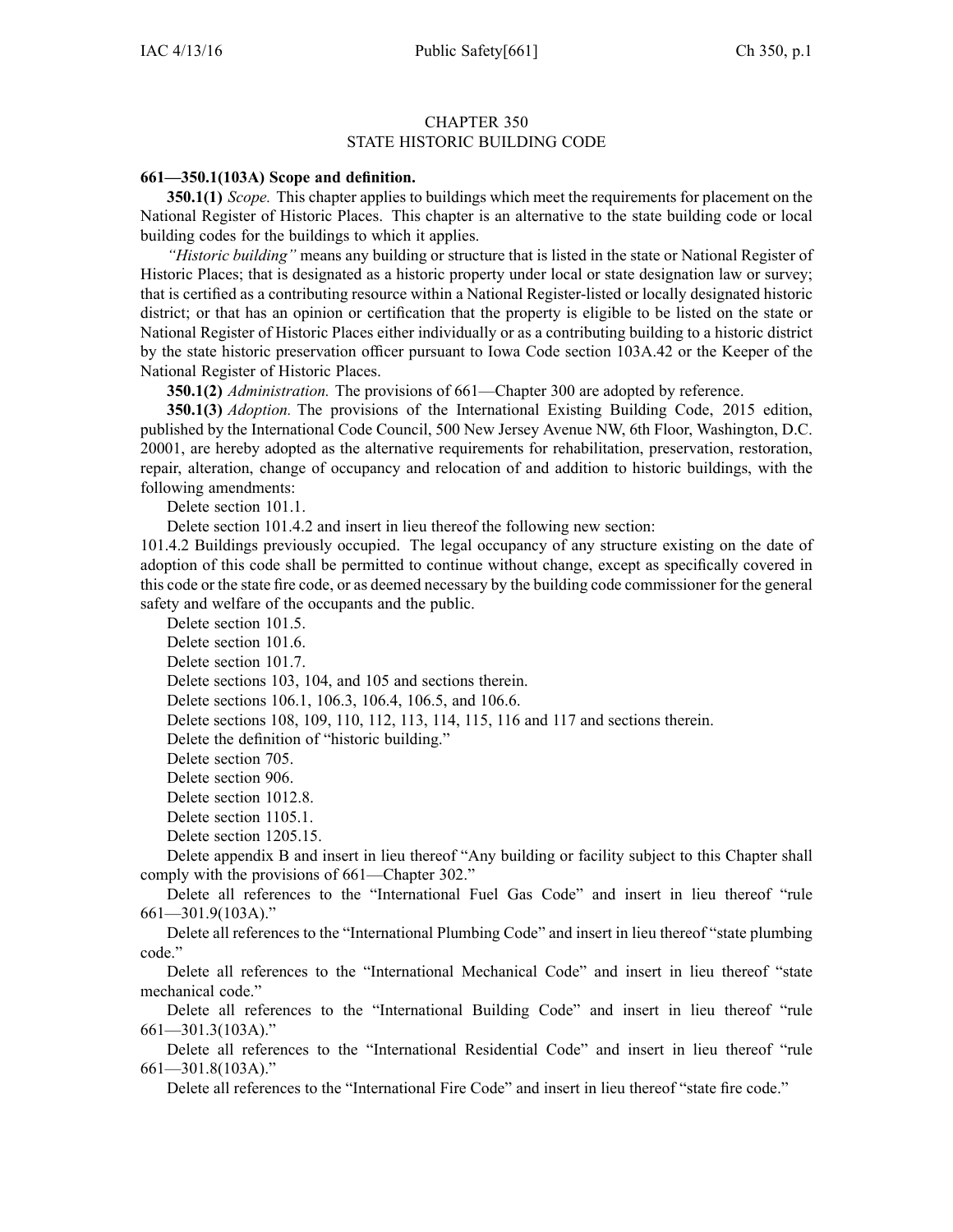# CHAPTER 350
# STATE HISTORIC BUILDING CODE

**661—350.1(103A) Scope and definition.**

**350.1(1)** *Scope.* This chapter applies to buildings which meet the requirements for placement on the National Register of Historic Places. This chapter is an alternative to the state building code or local building codes for the buildings to which it applies.

*"Historic building"* means any building or structure that is listed in the state or National Register of Historic Places; that is designated as a historic property under local or state designation law or survey; that is certified as a contributing resource within a National Register-listed or locally designated historic district; or that has an opinion or certification that the property is eligible to be listed on the state or National Register of Historic Places either individually or as a contributing building to a historic district by the state historic preservation officer pursuant to Iowa Code section 103A.42 or the Keeper of the National Register of Historic Places.

**350.1(2)** *Administration.* The provisions of 661—Chapter 300 are adopted by reference.

**350.1(3)** *Adoption.* The provisions of the International Existing Building Code, 2015 edition, published by the International Code Council, 500 New Jersey Avenue NW, 6th Floor, Washington, D.C. 20001, are hereby adopted as the alternative requirements for rehabilitation, preservation, restoration, repair, alteration, change of occupancy and relocation of and addition to historic buildings, with the following amendments:

Delete section 101.1.

Delete section 101.4.2 and insert in lieu thereof the following new section:

101.4.2 Buildings previously occupied. The legal occupancy of any structure existing on the date of adoption of this code shall be permitted to continue without change, except as specifically covered in this code or the state fire code, or as deemed necessary by the building code commissioner for the general safety and welfare of the occupants and the public.

Delete section 101.5.

Delete section 101.6.

Delete section 101.7.

Delete sections 103, 104, and 105 and sections therein.

Delete sections 106.1, 106.3, 106.4, 106.5, and 106.6.

Delete sections 108, 109, 110, 112, 113, 114, 115, 116 and 117 and sections therein.

Delete the definition of "historic building."

Delete section 705.

Delete section 906.

Delete section 1012.8.

Delete section 1105.1.

Delete section 1205.15.

Delete appendix B and insert in lieu thereof "Any building or facility subject to this Chapter shall comply with the provisions of 661—Chapter 302."

Delete all references to the "International Fuel Gas Code" and insert in lieu thereof "rule 661—301.9(103A)."

Delete all references to the "International Plumbing Code" and insert in lieu thereof "state plumbing code."

Delete all references to the "International Mechanical Code" and insert in lieu thereof "state mechanical code."

Delete all references to the "International Building Code" and insert in lieu thereof "rule 661—301.3(103A)."

Delete all references to the "International Residential Code" and insert in lieu thereof "rule 661—301.8(103A)."

Delete all references to the "International Fire Code" and insert in lieu thereof "state fire code."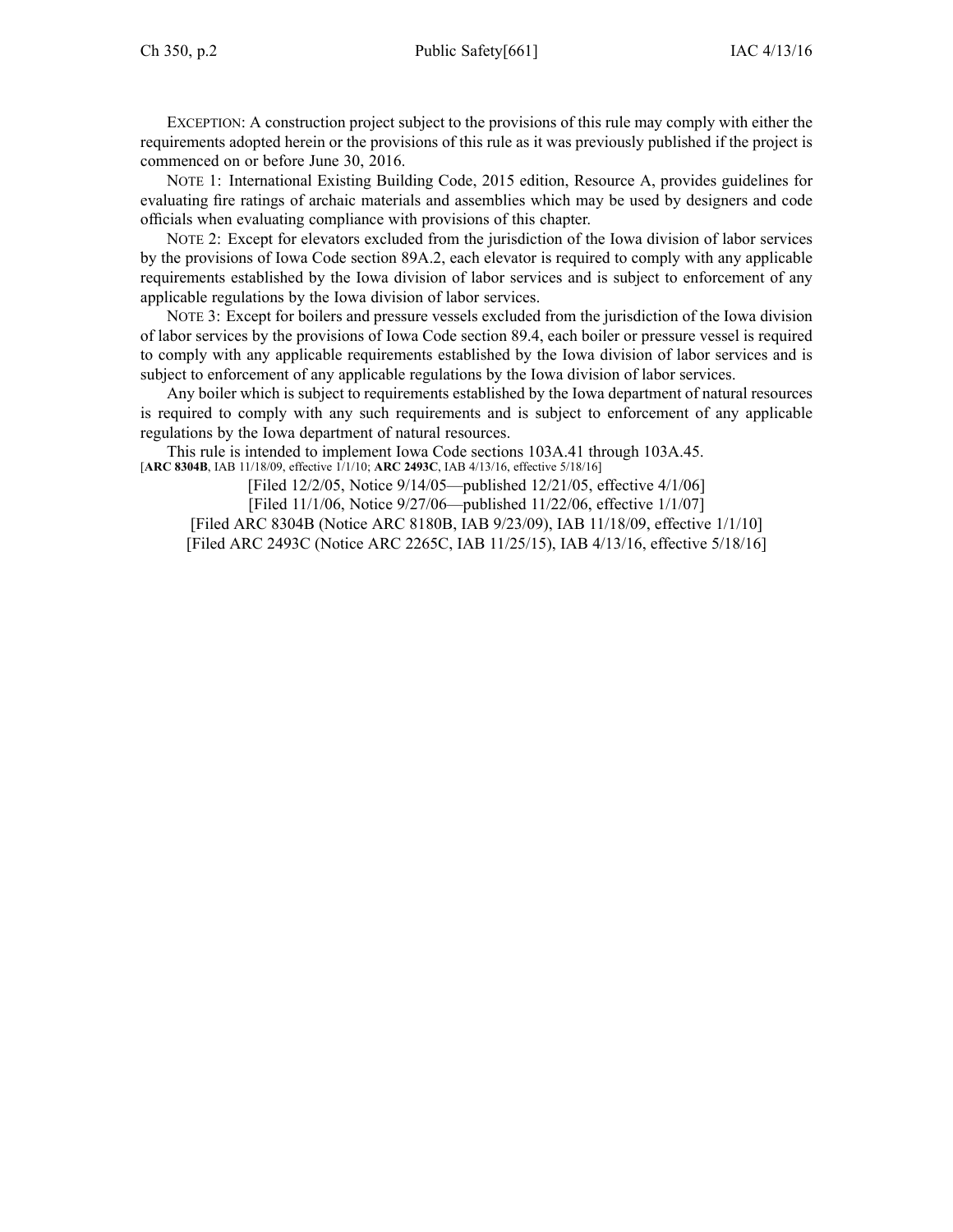EXCEPTION: A construction project subject to the provisions of this rule may comply with either the requirements adopted herein or the provisions of this rule as it was previously published if the project is commenced on or before June 30, 2016.

NOTE 1: International Existing Building Code, 2015 edition, Resource A, provides guidelines for evaluating fire ratings of archaic materials and assemblies which may be used by designers and code officials when evaluating compliance with provisions of this chapter.

NOTE 2: Except for elevators excluded from the jurisdiction of the Iowa division of labor services by the provisions of Iowa Code section 89A.2, each elevator is required to comply with any applicable requirements established by the Iowa division of labor services and is subject to enforcement of any applicable regulations by the Iowa division of labor services.

NOTE 3: Except for boilers and pressure vessels excluded from the jurisdiction of the Iowa division of labor services by the provisions of Iowa Code section 89.4, each boiler or pressure vessel is required to comply with any applicable requirements established by the Iowa division of labor services and is subject to enforcement of any applicable regulations by the Iowa division of labor services.

Any boiler which is subject to requirements established by the Iowa department of natural resources is required to comply with any such requirements and is subject to enforcement of any applicable regulations by the Iowa department of natural resources.

This rule is intended to implement Iowa Code sections 103A.41 through 103A.45.
[**ARC 8304B**, IAB 11/18/09, effective 1/1/10; **ARC 2493C**, IAB 4/13/16, effective 5/18/16]

[Filed 12/2/05, Notice 9/14/05—published 12/21/05, effective 4/1/06]
[Filed 11/1/06, Notice 9/27/06—published 11/22/06, effective 1/1/07]
[Filed ARC 8304B (Notice ARC 8180B, IAB 9/23/09), IAB 11/18/09, effective 1/1/10]
[Filed ARC 2493C (Notice ARC 2265C, IAB 11/25/15), IAB 4/13/16, effective 5/18/16]